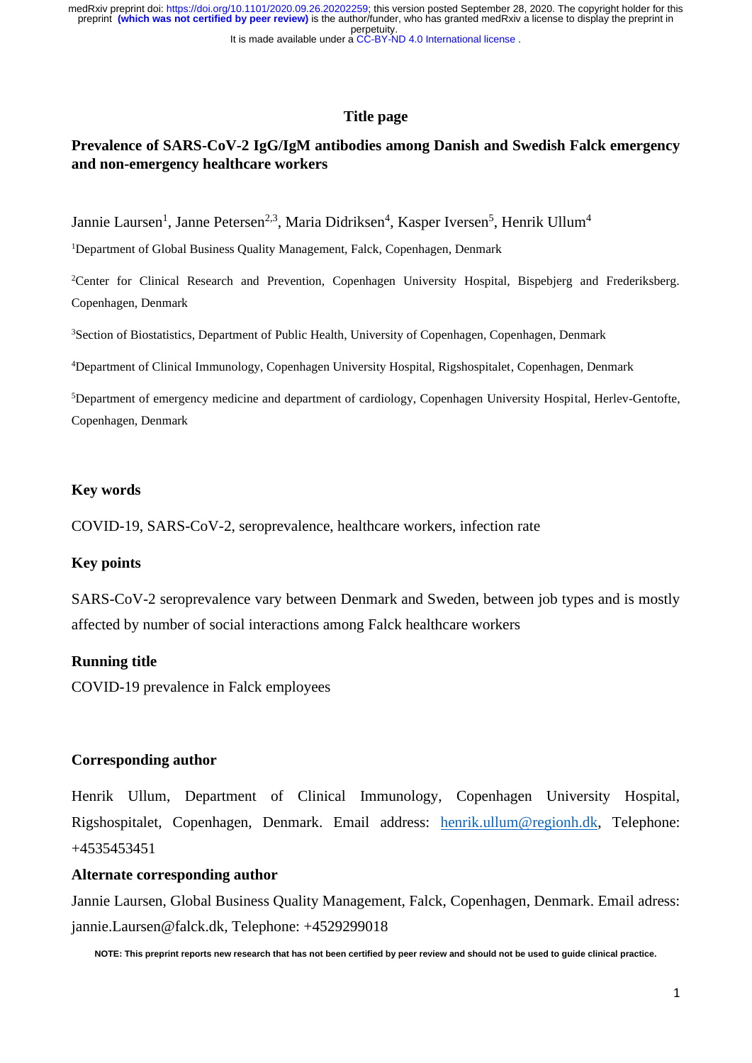**Title page**

# Prevalence of SARS-CoV-2 IgG/IgM antibodies among Danish and Swedish Falck emergency and non-emergency healthcare workers

Jannie Laursen[1], Janne Petersen[2,3], Maria Didriksen[4], Kasper Iversen[5], Henrik Ullum[4]

[1]Department of Global Business Quality Management, Falck, Copenhagen, Denmark

[2]Center for Clinical Research and Prevention, Copenhagen University Hospital, Bispebjerg and Frederiksberg. Copenhagen, Denmark

[3]Section of Biostatistics, Department of Public Health, University of Copenhagen, Copenhagen, Denmark

[4]Department of Clinical Immunology, Copenhagen University Hospital, Rigshospitalet, Copenhagen, Denmark

[5]Department of emergency medicine and department of cardiology, Copenhagen University Hospital, Herlev-Gentofte, Copenhagen, Denmark

## Key words

COVID-19, SARS-CoV-2, seroprevalence, healthcare workers, infection rate

## Key points

SARS-CoV-2 seroprevalence vary between Denmark and Sweden, between job types and is mostly affected by number of social interactions among Falck healthcare workers

## Running title

COVID-19 prevalence in Falck employees

## Corresponding author

Henrik Ullum, Department of Clinical Immunology, Copenhagen University Hospital, Rigshospitalet, Copenhagen, Denmark. Email address: henrik.ullum@regionh.dk, Telephone: +4535453451

## Alternate corresponding author

Jannie Laursen, Global Business Quality Management, Falck, Copenhagen, Denmark. Email adress: jannie.Laursen@falck.dk, Telephone: +4529299018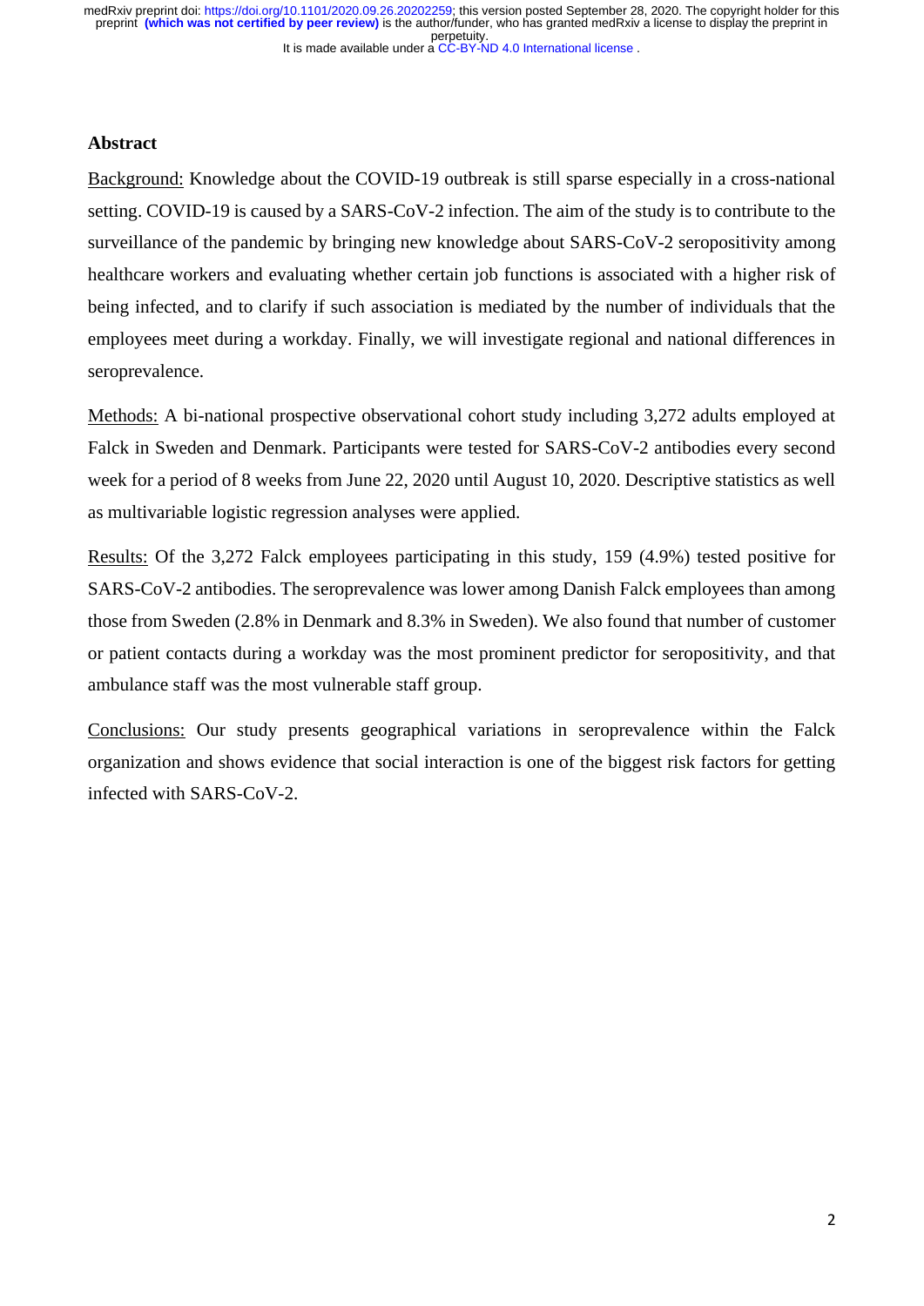## Abstract

Background: Knowledge about the COVID-19 outbreak is still sparse especially in a cross-national setting. COVID-19 is caused by a SARS-CoV-2 infection. The aim of the study is to contribute to the surveillance of the pandemic by bringing new knowledge about SARS-CoV-2 seropositivity among healthcare workers and evaluating whether certain job functions is associated with a higher risk of being infected, and to clarify if such association is mediated by the number of individuals that the employees meet during a workday. Finally, we will investigate regional and national differences in seroprevalence.

Methods: A bi-national prospective observational cohort study including 3,272 adults employed at Falck in Sweden and Denmark. Participants were tested for SARS-CoV-2 antibodies every second week for a period of 8 weeks from June 22, 2020 until August 10, 2020. Descriptive statistics as well as multivariable logistic regression analyses were applied.

Results: Of the 3,272 Falck employees participating in this study, 159 (4.9%) tested positive for SARS-CoV-2 antibodies. The seroprevalence was lower among Danish Falck employees than among those from Sweden (2.8% in Denmark and 8.3% in Sweden). We also found that number of customer or patient contacts during a workday was the most prominent predictor for seropositivity, and that ambulance staff was the most vulnerable staff group.

Conclusions: Our study presents geographical variations in seroprevalence within the Falck organization and shows evidence that social interaction is one of the biggest risk factors for getting infected with SARS-CoV-2.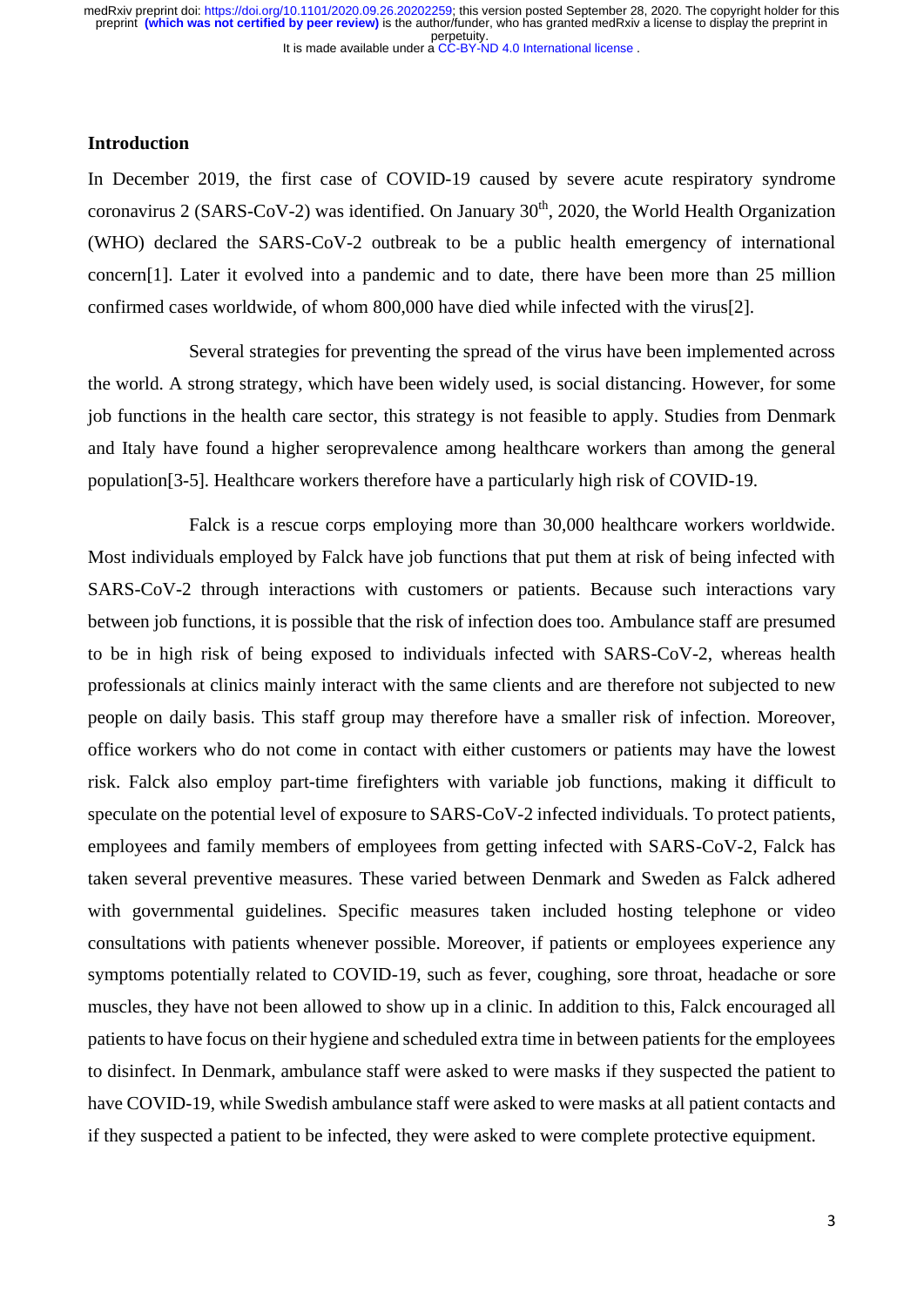## Introduction

In December 2019, the first case of COVID-19 caused by severe acute respiratory syndrome coronavirus 2 (SARS-CoV-2) was identified. On January 30$^{th}$, 2020, the World Health Organization (WHO) declared the SARS-CoV-2 outbreak to be a public health emergency of international concern[1]. Later it evolved into a pandemic and to date, there have been more than 25 million confirmed cases worldwide, of whom 800,000 have died while infected with the virus[2].

Several strategies for preventing the spread of the virus have been implemented across the world. A strong strategy, which have been widely used, is social distancing. However, for some job functions in the health care sector, this strategy is not feasible to apply. Studies from Denmark and Italy have found a higher seroprevalence among healthcare workers than among the general population[3-5]. Healthcare workers therefore have a particularly high risk of COVID-19.

Falck is a rescue corps employing more than 30,000 healthcare workers worldwide. Most individuals employed by Falck have job functions that put them at risk of being infected with SARS-CoV-2 through interactions with customers or patients. Because such interactions vary between job functions, it is possible that the risk of infection does too. Ambulance staff are presumed to be in high risk of being exposed to individuals infected with SARS-CoV-2, whereas health professionals at clinics mainly interact with the same clients and are therefore not subjected to new people on daily basis. This staff group may therefore have a smaller risk of infection. Moreover, office workers who do not come in contact with either customers or patients may have the lowest risk. Falck also employ part-time firefighters with variable job functions, making it difficult to speculate on the potential level of exposure to SARS-CoV-2 infected individuals. To protect patients, employees and family members of employees from getting infected with SARS-CoV-2, Falck has taken several preventive measures. These varied between Denmark and Sweden as Falck adhered with governmental guidelines. Specific measures taken included hosting telephone or video consultations with patients whenever possible. Moreover, if patients or employees experience any symptoms potentially related to COVID-19, such as fever, coughing, sore throat, headache or sore muscles, they have not been allowed to show up in a clinic. In addition to this, Falck encouraged all patients to have focus on their hygiene and scheduled extra time in between patients for the employees to disinfect. In Denmark, ambulance staff were asked to were masks if they suspected the patient to have COVID-19, while Swedish ambulance staff were asked to were masks at all patient contacts and if they suspected a patient to be infected, they were asked to were complete protective equipment.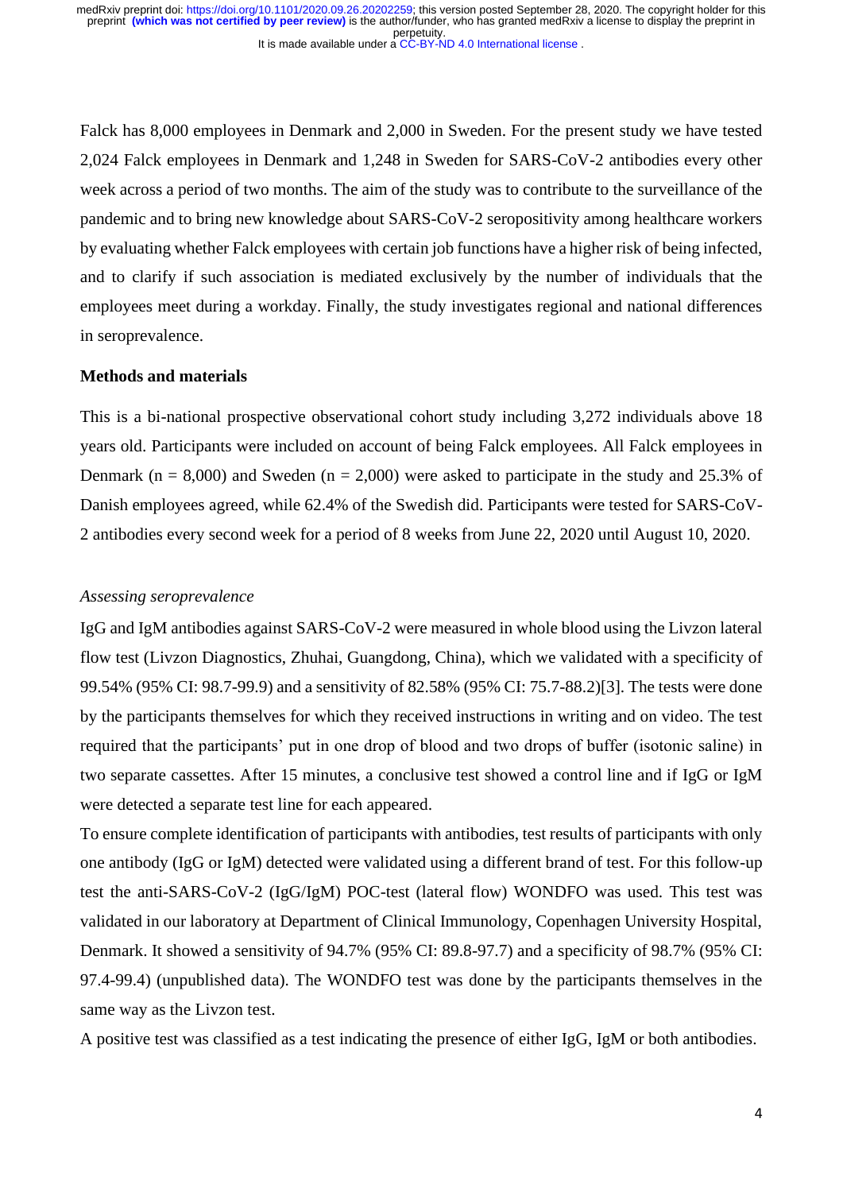Falck has 8,000 employees in Denmark and 2,000 in Sweden. For the present study we have tested 2,024 Falck employees in Denmark and 1,248 in Sweden for SARS-CoV-2 antibodies every other week across a period of two months. The aim of the study was to contribute to the surveillance of the pandemic and to bring new knowledge about SARS-CoV-2 seropositivity among healthcare workers by evaluating whether Falck employees with certain job functions have a higher risk of being infected, and to clarify if such association is mediated exclusively by the number of individuals that the employees meet during a workday. Finally, the study investigates regional and national differences in seroprevalence.

## Methods and materials

This is a bi-national prospective observational cohort study including 3,272 individuals above 18 years old. Participants were included on account of being Falck employees. All Falck employees in Denmark (n = 8,000) and Sweden (n = 2,000) were asked to participate in the study and 25.3% of Danish employees agreed, while 62.4% of the Swedish did. Participants were tested for SARS-CoV-2 antibodies every second week for a period of 8 weeks from June 22, 2020 until August 10, 2020.

### *Assessing seroprevalence*

IgG and IgM antibodies against SARS-CoV-2 were measured in whole blood using the Livzon lateral flow test (Livzon Diagnostics, Zhuhai, Guangdong, China), which we validated with a specificity of 99.54% (95% CI: 98.7-99.9) and a sensitivity of 82.58% (95% CI: 75.7-88.2)[3]. The tests were done by the participants themselves for which they received instructions in writing and on video. The test required that the participants' put in one drop of blood and two drops of buffer (isotonic saline) in two separate cassettes. After 15 minutes, a conclusive test showed a control line and if IgG or IgM were detected a separate test line for each appeared.

To ensure complete identification of participants with antibodies, test results of participants with only one antibody (IgG or IgM) detected were validated using a different brand of test. For this follow-up test the anti-SARS-CoV-2 (IgG/IgM) POC-test (lateral flow) WONDFO was used. This test was validated in our laboratory at Department of Clinical Immunology, Copenhagen University Hospital, Denmark. It showed a sensitivity of 94.7% (95% CI: 89.8-97.7) and a specificity of 98.7% (95% CI: 97.4-99.4) (unpublished data). The WONDFO test was done by the participants themselves in the same way as the Livzon test.

A positive test was classified as a test indicating the presence of either IgG, IgM or both antibodies.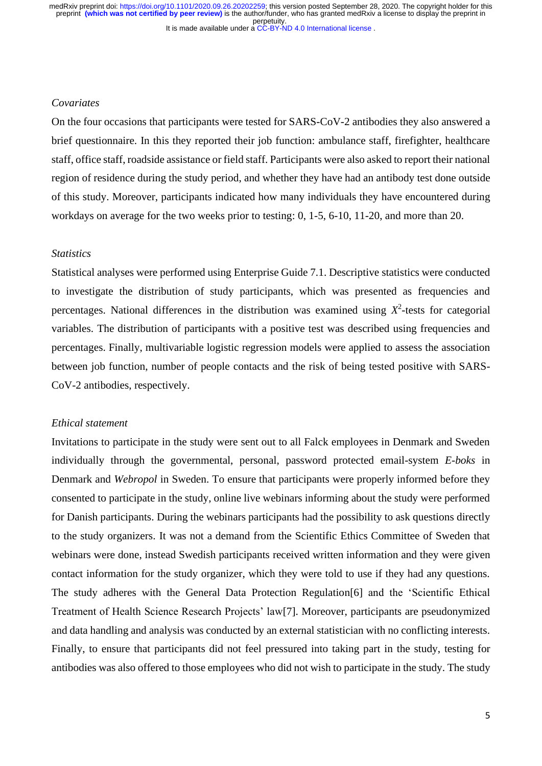*Covariates*

On the four occasions that participants were tested for SARS-CoV-2 antibodies they also answered a brief questionnaire. In this they reported their job function: ambulance staff, firefighter, healthcare staff, office staff, roadside assistance or field staff. Participants were also asked to report their national region of residence during the study period, and whether they have had an antibody test done outside of this study. Moreover, participants indicated how many individuals they have encountered during workdays on average for the two weeks prior to testing: 0, 1-5, 6-10, 11-20, and more than 20.

*Statistics*

Statistical analyses were performed using Enterprise Guide 7.1. Descriptive statistics were conducted to investigate the distribution of study participants, which was presented as frequencies and percentages. National differences in the distribution was examined using $X^2$-tests for categorial variables. The distribution of participants with a positive test was described using frequencies and percentages. Finally, multivariable logistic regression models were applied to assess the association between job function, number of people contacts and the risk of being tested positive with SARS-CoV-2 antibodies, respectively.

*Ethical statement*

Invitations to participate in the study were sent out to all Falck employees in Denmark and Sweden individually through the governmental, personal, password protected email-system *E-boks* in Denmark and *Webropol* in Sweden. To ensure that participants were properly informed before they consented to participate in the study, online live webinars informing about the study were performed for Danish participants. During the webinars participants had the possibility to ask questions directly to the study organizers. It was not a demand from the Scientific Ethics Committee of Sweden that webinars were done, instead Swedish participants received written information and they were given contact information for the study organizer, which they were told to use if they had any questions. The study adheres with the General Data Protection Regulation[6] and the 'Scientific Ethical Treatment of Health Science Research Projects' law[7]. Moreover, participants are pseudonymized and data handling and analysis was conducted by an external statistician with no conflicting interests. Finally, to ensure that participants did not feel pressured into taking part in the study, testing for antibodies was also offered to those employees who did not wish to participate in the study. The study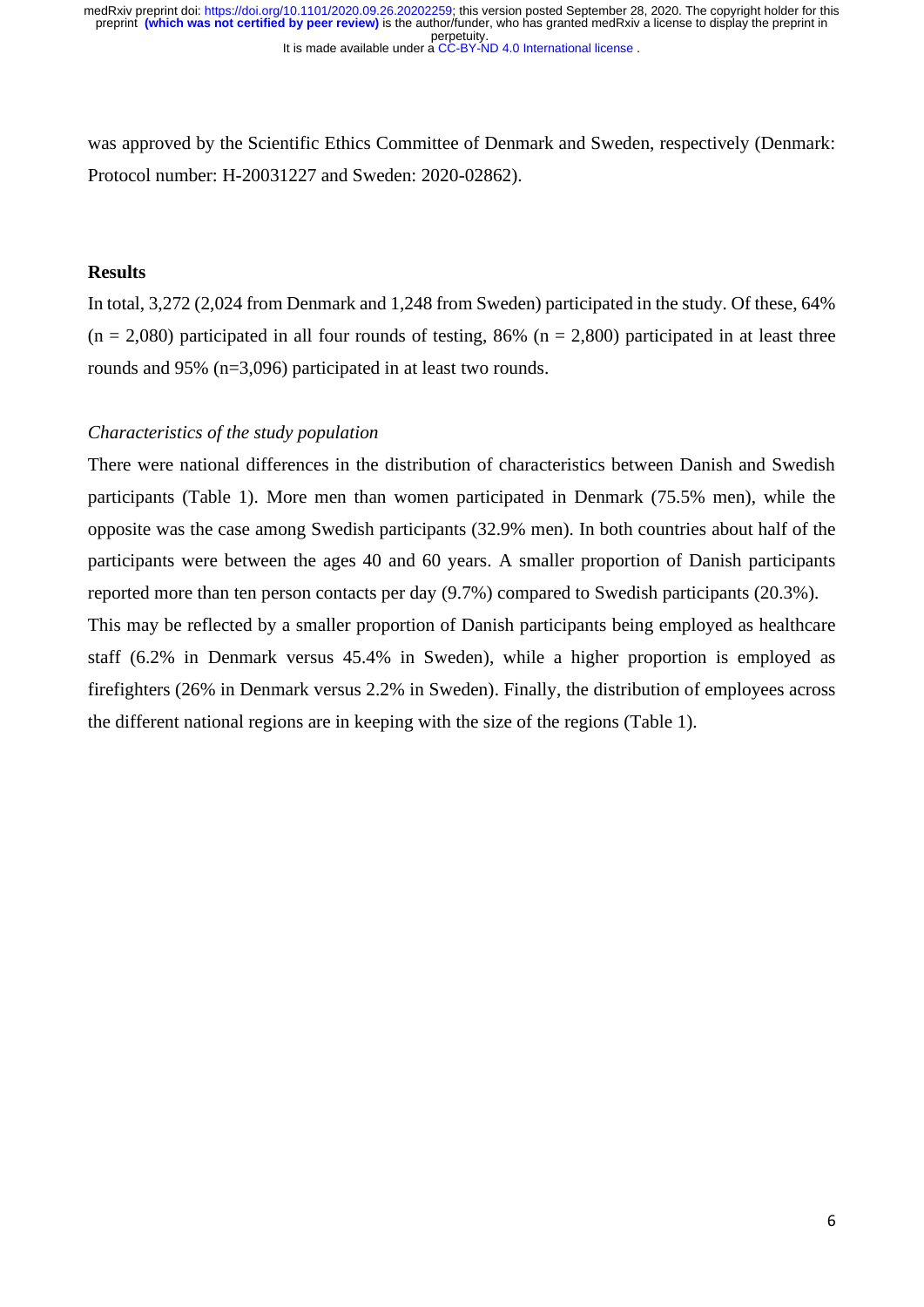was approved by the Scientific Ethics Committee of Denmark and Sweden, respectively (Denmark: Protocol number: H-20031227 and Sweden: 2020-02862).

## Results

In total, 3,272 (2,024 from Denmark and 1,248 from Sweden) participated in the study. Of these, 64% (n = 2,080) participated in all four rounds of testing, 86% (n = 2,800) participated in at least three rounds and 95% (n=3,096) participated in at least two rounds.

### *Characteristics of the study population*

There were national differences in the distribution of characteristics between Danish and Swedish participants (Table 1). More men than women participated in Denmark (75.5% men), while the opposite was the case among Swedish participants (32.9% men). In both countries about half of the participants were between the ages 40 and 60 years. A smaller proportion of Danish participants reported more than ten person contacts per day (9.7%) compared to Swedish participants (20.3%). This may be reflected by a smaller proportion of Danish participants being employed as healthcare staff (6.2% in Denmark versus 45.4% in Sweden), while a higher proportion is employed as firefighters (26% in Denmark versus 2.2% in Sweden). Finally, the distribution of employees across the different national regions are in keeping with the size of the regions (Table 1).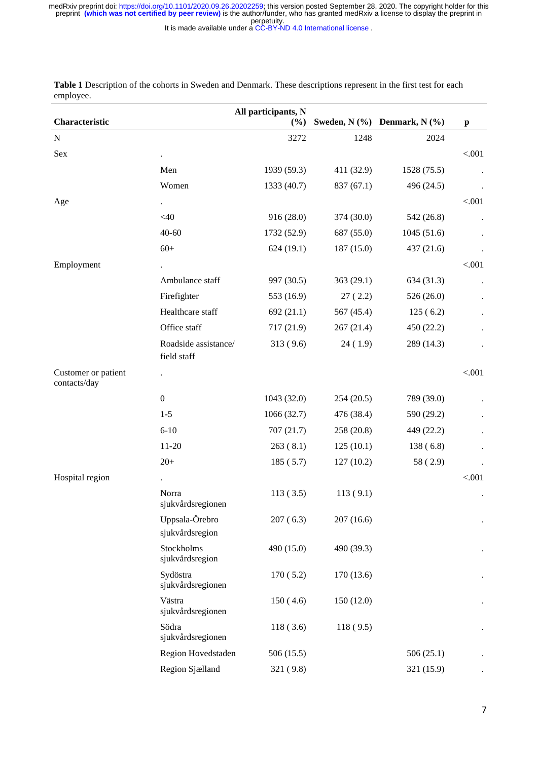**Table 1** Description of the cohorts in Sweden and Denmark. These descriptions represent in the first test for each employee.

| Characteristic | | All participants, N (%) | Sweden, N (%) | Denmark, N (%) | p |
|---|---|---|---|---|---|
| N | | 3272 | 1248 | 2024 | |
| Sex | . | | | | <.001 |
| | Men | 1939 (59.3) | 411 (32.9) | 1528 (75.5) | . |
| | Women | 1333 (40.7) | 837 (67.1) | 496 (24.5) | . |
| Age | . | | | | <.001 |
| | <40 | 916 (28.0) | 374 (30.0) | 542 (26.8) | . |
| | 40-60 | 1732 (52.9) | 687 (55.0) | 1045 (51.6) | . |
| | 60+ | 624 (19.1) | 187 (15.0) | 437 (21.6) | . |
| Employment | . | | | | <.001 |
| | Ambulance staff | 997 (30.5) | 363 (29.1) | 634 (31.3) | . |
| | Firefighter | 553 (16.9) | 27 ( 2.2) | 526 (26.0) | . |
| | Healthcare staff | 692 (21.1) | 567 (45.4) | 125 ( 6.2) | . |
| | Office staff | 717 (21.9) | 267 (21.4) | 450 (22.2) | . |
| | Roadside assistance/ field staff | 313 ( 9.6) | 24 ( 1.9) | 289 (14.3) | . |
| Customer or patient contacts/day | . | | | | <.001 |
| | 0 | 1043 (32.0) | 254 (20.5) | 789 (39.0) | . |
| | 1-5 | 1066 (32.7) | 476 (38.4) | 590 (29.2) | . |
| | 6-10 | 707 (21.7) | 258 (20.8) | 449 (22.2) | . |
| | 11-20 | 263 ( 8.1) | 125 (10.1) | 138 ( 6.8) | . |
| | 20+ | 185 ( 5.7) | 127 (10.2) | 58 ( 2.9) | . |
| Hospital region | . | | | | <.001 |
| | Norra sjukvårdsregionen | 113 ( 3.5) | 113 ( 9.1) | | . |
| | Uppsala-Örebro sjukvårdsregion | 207 ( 6.3) | 207 (16.6) | | . |
| | Stockholms sjukvårdsregion | 490 (15.0) | 490 (39.3) | | . |
| | Sydöstra sjukvårdsregionen | 170 ( 5.2) | 170 (13.6) | | . |
| | Västra sjukvårdsregionen | 150 ( 4.6) | 150 (12.0) | | . |
| | Södra sjukvårdsregionen | 118 ( 3.6) | 118 ( 9.5) | | . |
| | Region Hovedstaden | 506 (15.5) | | 506 (25.1) | . |
| | Region Sjælland | 321 ( 9.8) | | 321 (15.9) | . |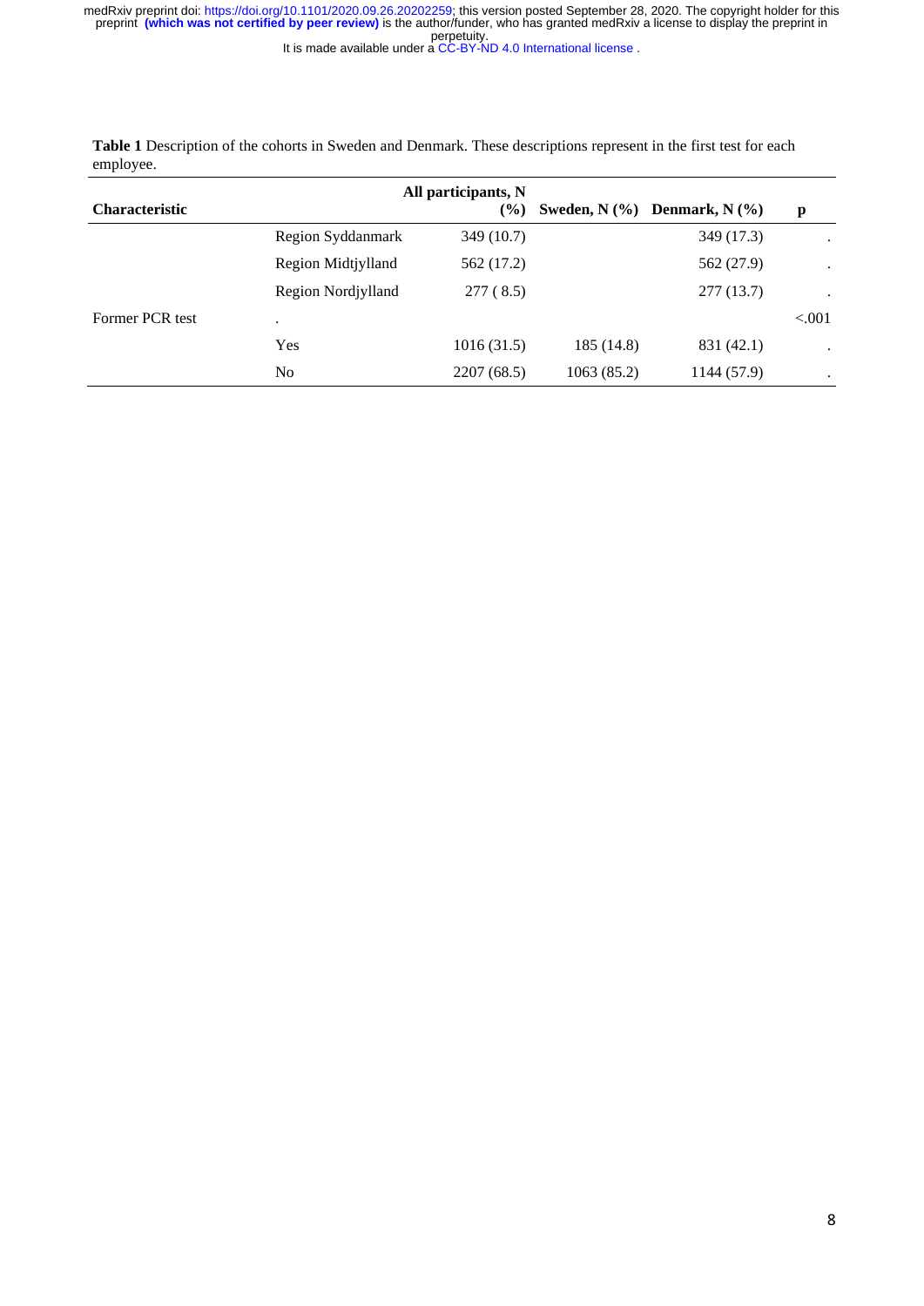**Table 1** Description of the cohorts in Sweden and Denmark. These descriptions represent in the first test for each employee.

| Characteristic | | All participants, N (%) | Sweden, N (%) | Denmark, N (%) | p |
|---|---|---|---|---|---|
| | Region Syddanmark | 349 (10.7) | | 349 (17.3) | . |
| | Region Midtjylland | 562 (17.2) | | 562 (27.9) | . |
| | Region Nordjylland | 277 ( 8.5) | | 277 (13.7) | . |
| Former PCR test | . | | | | <.001 |
| | Yes | 1016 (31.5) | 185 (14.8) | 831 (42.1) | . |
| | No | 2207 (68.5) | 1063 (85.2) | 1144 (57.9) | . |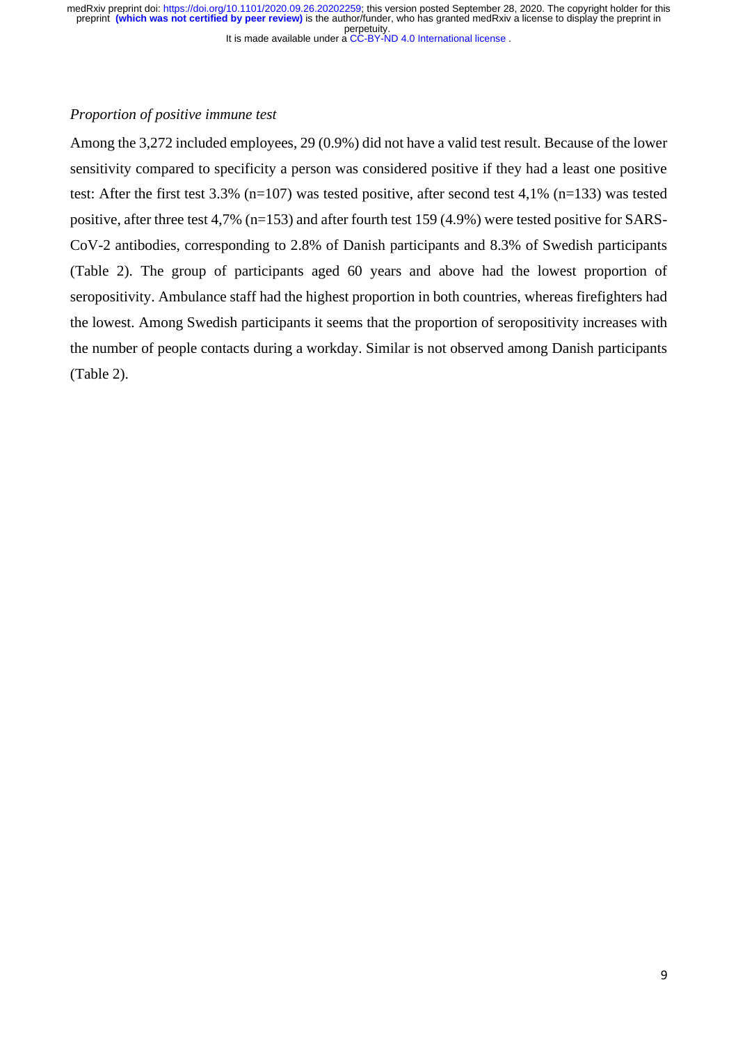*Proportion of positive immune test*

Among the 3,272 included employees, 29 (0.9%) did not have a valid test result. Because of the lower sensitivity compared to specificity a person was considered positive if they had a least one positive test: After the first test 3.3% (n=107) was tested positive, after second test 4,1% (n=133) was tested positive, after three test 4,7% (n=153) and after fourth test 159 (4.9%) were tested positive for SARS-CoV-2 antibodies, corresponding to 2.8% of Danish participants and 8.3% of Swedish participants (Table 2). The group of participants aged 60 years and above had the lowest proportion of seropositivity. Ambulance staff had the highest proportion in both countries, whereas firefighters had the lowest. Among Swedish participants it seems that the proportion of seropositivity increases with the number of people contacts during a workday. Similar is not observed among Danish participants (Table 2).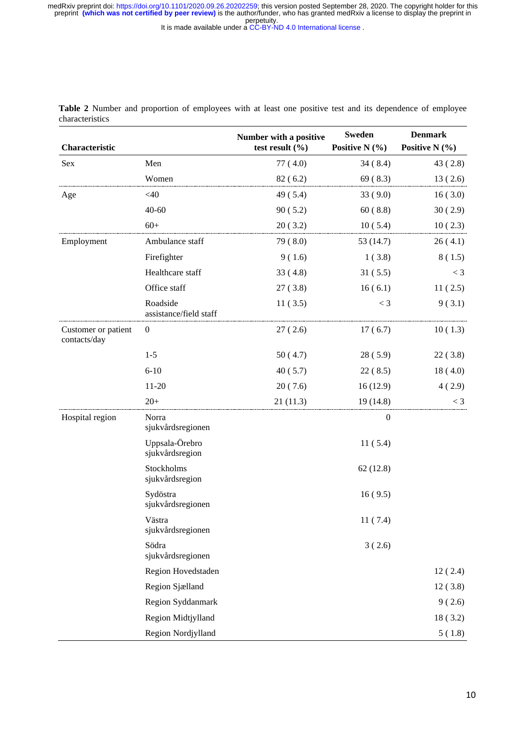**Table 2** Number and proportion of employees with at least one positive test and its dependence of employee characteristics

| Characteristic | | Number with a positive test result (%) | Sweden Positive N (%) | Denmark Positive N (%) |
|---|---|---|---|---|
| Sex | Men | 77 ( 4.0) | 34 ( 8.4) | 43 ( 2.8) |
| | Women | 82 ( 6.2) | 69 ( 8.3) | 13 ( 2.6) |
| Age | <40 | 49 ( 5.4) | 33 ( 9.0) | 16 ( 3.0) |
| | 40-60 | 90 ( 5.2) | 60 ( 8.8) | 30 ( 2.9) |
| | 60+ | 20 ( 3.2) | 10 ( 5.4) | 10 ( 2.3) |
| Employment | Ambulance staff | 79 ( 8.0) | 53 (14.7) | 26 ( 4.1) |
| | Firefighter | 9 ( 1.6) | 1 ( 3.8) | 8 ( 1.5) |
| | Healthcare staff | 33 ( 4.8) | 31 ( 5.5) | < 3 |
| | Office staff | 27 ( 3.8) | 16 ( 6.1) | 11 ( 2.5) |
| | Roadside assistance/field staff | 11 ( 3.5) | < 3 | 9 ( 3.1) |
| Customer or patient contacts/day | 0 | 27 ( 2.6) | 17 ( 6.7) | 10 ( 1.3) |
| | 1-5 | 50 ( 4.7) | 28 ( 5.9) | 22 ( 3.8) |
| | 6-10 | 40 ( 5.7) | 22 ( 8.5) | 18 ( 4.0) |
| | 11-20 | 20 ( 7.6) | 16 (12.9) | 4 ( 2.9) |
| | 20+ | 21 (11.3) | 19 (14.8) | < 3 |
| Hospital region | Norra sjukvårdsregionen | | 0 | |
| | Uppsala-Örebro sjukvårdsregion | | 11 ( 5.4) | |
| | Stockholms sjukvårdsregion | | 62 (12.8) | |
| | Sydöstra sjukvårdsregionen | | 16 ( 9.5) | |
| | Västra sjukvårdsregionen | | 11 ( 7.4) | |
| | Södra sjukvårdsregionen | | 3 ( 2.6) | |
| | Region Hovedstaden | | | 12 ( 2.4) |
| | Region Sjælland | | | 12 ( 3.8) |
| | Region Syddanmark | | | 9 ( 2.6) |
| | Region Midtjylland | | | 18 ( 3.2) |
| | Region Nordjylland | | | 5 ( 1.8) |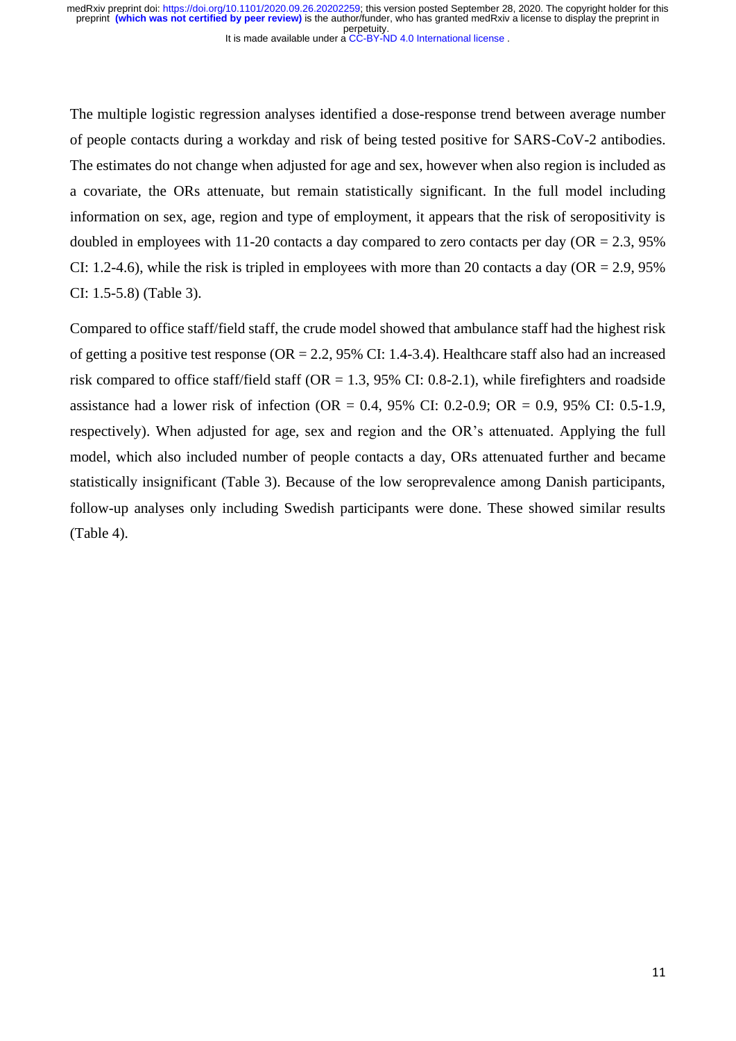The multiple logistic regression analyses identified a dose-response trend between average number of people contacts during a workday and risk of being tested positive for SARS-CoV-2 antibodies. The estimates do not change when adjusted for age and sex, however when also region is included as a covariate, the ORs attenuate, but remain statistically significant. In the full model including information on sex, age, region and type of employment, it appears that the risk of seropositivity is doubled in employees with 11-20 contacts a day compared to zero contacts per day (OR = 2.3, 95% CI: 1.2-4.6), while the risk is tripled in employees with more than 20 contacts a day (OR = 2.9, 95% CI: 1.5-5.8) (Table 3).

Compared to office staff/field staff, the crude model showed that ambulance staff had the highest risk of getting a positive test response (OR = 2.2, 95% CI: 1.4-3.4). Healthcare staff also had an increased risk compared to office staff/field staff (OR = 1.3, 95% CI: 0.8-2.1), while firefighters and roadside assistance had a lower risk of infection (OR = 0.4, 95% CI: 0.2-0.9; OR = 0.9, 95% CI: 0.5-1.9, respectively). When adjusted for age, sex and region and the OR's attenuated. Applying the full model, which also included number of people contacts a day, ORs attenuated further and became statistically insignificant (Table 3). Because of the low seroprevalence among Danish participants, follow-up analyses only including Swedish participants were done. These showed similar results (Table 4).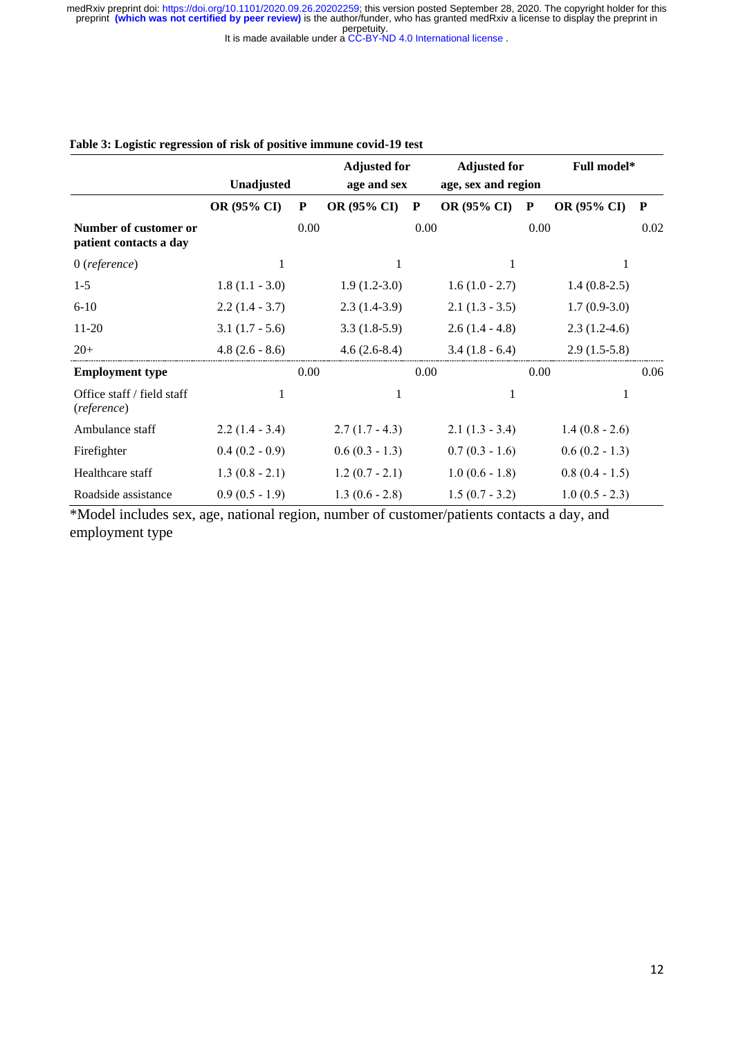**Table 3: Logistic regression of risk of positive immune covid-19 test**

| | Unadjusted | | Adjusted for age and sex | | Adjusted for age, sex and region | | Full model* | |
|---|---|---|---|---|---|---|---|---|
| | OR (95% CI) | P | OR (95% CI) | P | OR (95% CI) | P | OR (95% CI) | P |
| **Number of customer or patient contacts a day** | | 0.00 | | 0.00 | | 0.00 | | 0.02 |
| 0 (*reference*) | 1 | | 1 | | 1 | | 1 | |
| 1-5 | 1.8 (1.1 - 3.0) | | 1.9 (1.2-3.0) | | 1.6 (1.0 - 2.7) | | 1.4 (0.8-2.5) | |
| 6-10 | 2.2 (1.4 - 3.7) | | 2.3 (1.4-3.9) | | 2.1 (1.3 - 3.5) | | 1.7 (0.9-3.0) | |
| 11-20 | 3.1 (1.7 - 5.6) | | 3.3 (1.8-5.9) | | 2.6 (1.4 - 4.8) | | 2.3 (1.2-4.6) | |
| 20+ | 4.8 (2.6 - 8.6) | | 4.6 (2.6-8.4) | | 3.4 (1.8 - 6.4) | | 2.9 (1.5-5.8) | |
| **Employment type** | | 0.00 | | 0.00 | | 0.00 | | 0.06 |
| Office staff / field staff (*reference*) | 1 | | 1 | | 1 | | 1 | |
| Ambulance staff | 2.2 (1.4 - 3.4) | | 2.7 (1.7 - 4.3) | | 2.1 (1.3 - 3.4) | | 1.4 (0.8 - 2.6) | |
| Firefighter | 0.4 (0.2 - 0.9) | | 0.6 (0.3 - 1.3) | | 0.7 (0.3 - 1.6) | | 0.6 (0.2 - 1.3) | |
| Healthcare staff | 1.3 (0.8 - 2.1) | | 1.2 (0.7 - 2.1) | | 1.0 (0.6 - 1.8) | | 0.8 (0.4 - 1.5) | |
| Roadside assistance | 0.9 (0.5 - 1.9) | | 1.3 (0.6 - 2.8) | | 1.5 (0.7 - 3.2) | | 1.0 (0.5 - 2.3) | |

*Model includes sex, age, national region, number of customer/patients contacts a day, and employment type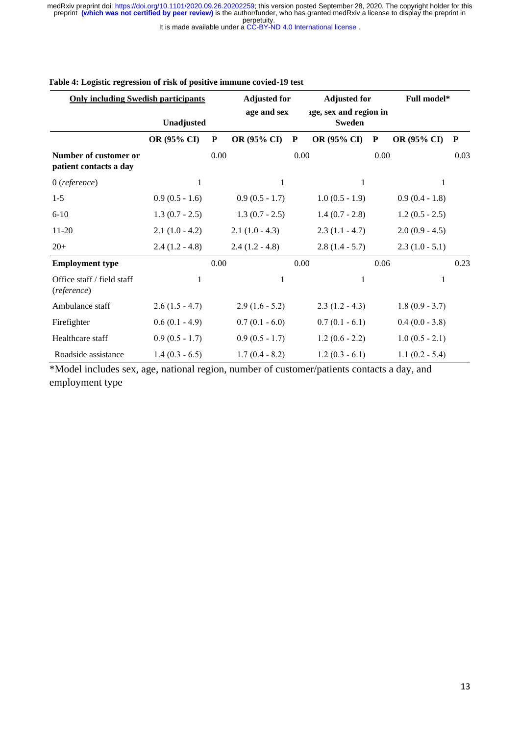**Table 4: Logistic regression of risk of positive immune covied-19 test**

| Only including Swedish participants | Unadjusted | | Adjusted for age and sex | | Adjusted for age, sex and region in Sweden | | Full model* | |
|---|---|---|---|---|---|---|---|---|
| | OR (95% CI) | P | OR (95% CI) | P | OR (95% CI) | P | OR (95% CI) | P |
| **Number of customer or patient contacts a day** | | 0.00 | | 0.00 | | 0.00 | | 0.03 |
| 0 (*reference*) | 1 | | 1 | | 1 | | 1 | |
| 1-5 | 0.9 (0.5 - 1.6) | | 0.9 (0.5 - 1.7) | | 1.0 (0.5 - 1.9) | | 0.9 (0.4 - 1.8) | |
| 6-10 | 1.3 (0.7 - 2.5) | | 1.3 (0.7 - 2.5) | | 1.4 (0.7 - 2.8) | | 1.2 (0.5 - 2.5) | |
| 11-20 | 2.1 (1.0 - 4.2) | | 2.1 (1.0 - 4.3) | | 2.3 (1.1 - 4.7) | | 2.0 (0.9 - 4.5) | |
| 20+ | 2.4 (1.2 - 4.8) | | 2.4 (1.2 - 4.8) | | 2.8 (1.4 - 5.7) | | 2.3 (1.0 - 5.1) | |
| **Employment type** | | 0.00 | | 0.00 | | 0.06 | | 0.23 |
| Office staff / field staff (*reference*) | 1 | | 1 | | 1 | | 1 | |
| Ambulance staff | 2.6 (1.5 - 4.7) | | 2.9 (1.6 - 5.2) | | 2.3 (1.2 - 4.3) | | 1.8 (0.9 - 3.7) | |
| Firefighter | 0.6 (0.1 - 4.9) | | 0.7 (0.1 - 6.0) | | 0.7 (0.1 - 6.1) | | 0.4 (0.0 - 3.8) | |
| Healthcare staff | 0.9 (0.5 - 1.7) | | 0.9 (0.5 - 1.7) | | 1.2 (0.6 - 2.2) | | 1.0 (0.5 - 2.1) | |
| Roadside assistance | 1.4 (0.3 - 6.5) | | 1.7 (0.4 - 8.2) | | 1.2 (0.3 - 6.1) | | 1.1 (0.2 - 5.4) | |

*Model includes sex, age, national region, number of customer/patients contacts a day, and employment type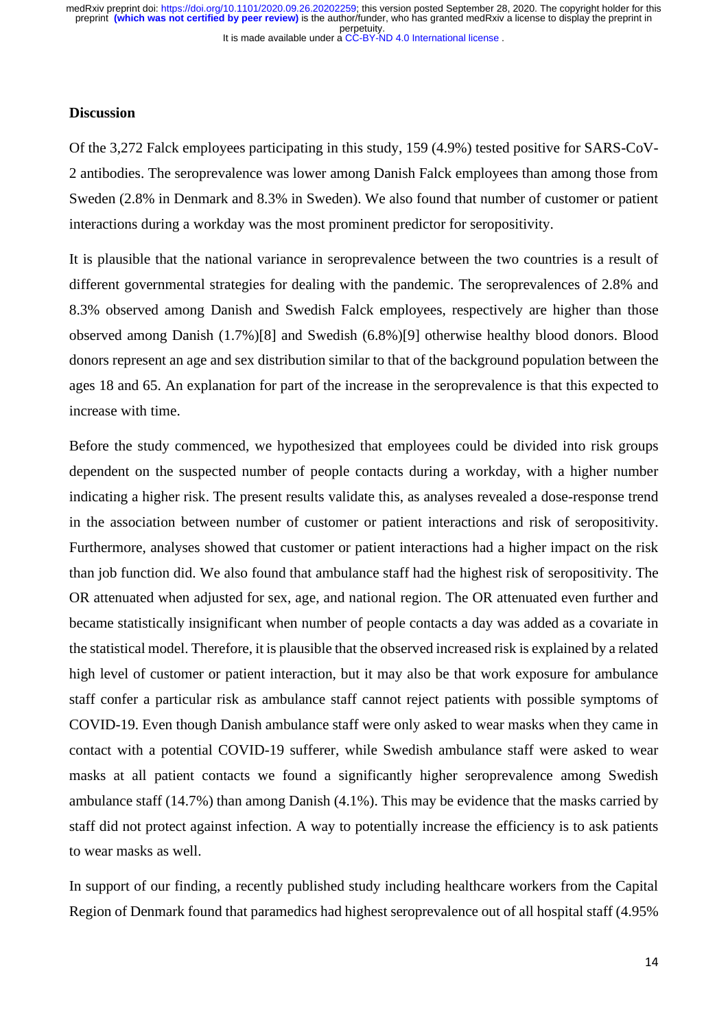## Discussion

Of the 3,272 Falck employees participating in this study, 159 (4.9%) tested positive for SARS-CoV-2 antibodies. The seroprevalence was lower among Danish Falck employees than among those from Sweden (2.8% in Denmark and 8.3% in Sweden). We also found that number of customer or patient interactions during a workday was the most prominent predictor for seropositivity.

It is plausible that the national variance in seroprevalence between the two countries is a result of different governmental strategies for dealing with the pandemic. The seroprevalences of 2.8% and 8.3% observed among Danish and Swedish Falck employees, respectively are higher than those observed among Danish (1.7%)[8] and Swedish (6.8%)[9] otherwise healthy blood donors. Blood donors represent an age and sex distribution similar to that of the background population between the ages 18 and 65. An explanation for part of the increase in the seroprevalence is that this expected to increase with time.

Before the study commenced, we hypothesized that employees could be divided into risk groups dependent on the suspected number of people contacts during a workday, with a higher number indicating a higher risk. The present results validate this, as analyses revealed a dose-response trend in the association between number of customer or patient interactions and risk of seropositivity. Furthermore, analyses showed that customer or patient interactions had a higher impact on the risk than job function did. We also found that ambulance staff had the highest risk of seropositivity. The OR attenuated when adjusted for sex, age, and national region. The OR attenuated even further and became statistically insignificant when number of people contacts a day was added as a covariate in the statistical model. Therefore, it is plausible that the observed increased risk is explained by a related high level of customer or patient interaction, but it may also be that work exposure for ambulance staff confer a particular risk as ambulance staff cannot reject patients with possible symptoms of COVID-19. Even though Danish ambulance staff were only asked to wear masks when they came in contact with a potential COVID-19 sufferer, while Swedish ambulance staff were asked to wear masks at all patient contacts we found a significantly higher seroprevalence among Swedish ambulance staff (14.7%) than among Danish (4.1%). This may be evidence that the masks carried by staff did not protect against infection. A way to potentially increase the efficiency is to ask patients to wear masks as well.

In support of our finding, a recently published study including healthcare workers from the Capital Region of Denmark found that paramedics had highest seroprevalence out of all hospital staff (4.95%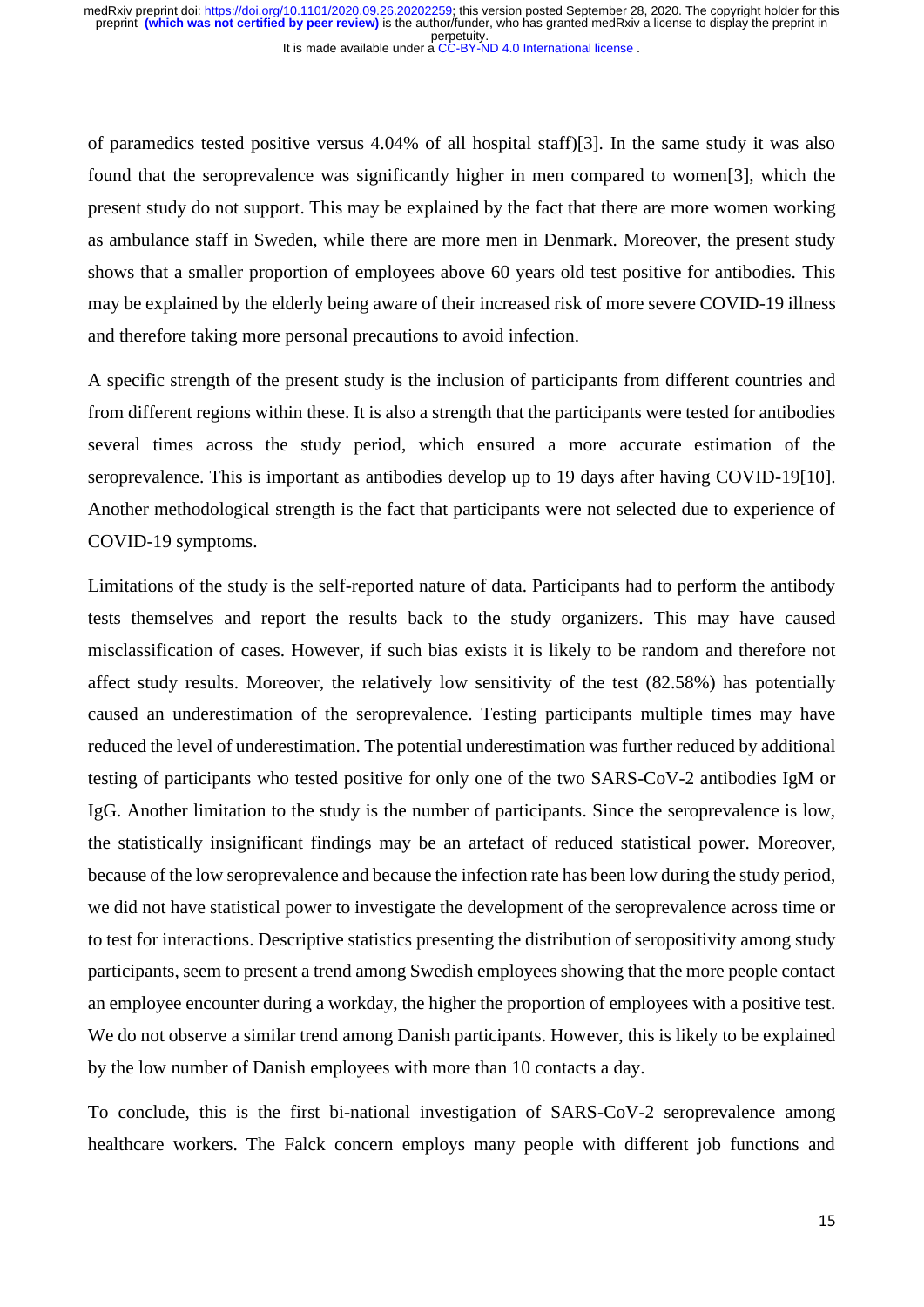of paramedics tested positive versus 4.04% of all hospital staff)[3]. In the same study it was also found that the seroprevalence was significantly higher in men compared to women[3], which the present study do not support. This may be explained by the fact that there are more women working as ambulance staff in Sweden, while there are more men in Denmark. Moreover, the present study shows that a smaller proportion of employees above 60 years old test positive for antibodies. This may be explained by the elderly being aware of their increased risk of more severe COVID-19 illness and therefore taking more personal precautions to avoid infection.

A specific strength of the present study is the inclusion of participants from different countries and from different regions within these. It is also a strength that the participants were tested for antibodies several times across the study period, which ensured a more accurate estimation of the seroprevalence. This is important as antibodies develop up to 19 days after having COVID-19[10]. Another methodological strength is the fact that participants were not selected due to experience of COVID-19 symptoms.

Limitations of the study is the self-reported nature of data. Participants had to perform the antibody tests themselves and report the results back to the study organizers. This may have caused misclassification of cases. However, if such bias exists it is likely to be random and therefore not affect study results. Moreover, the relatively low sensitivity of the test (82.58%) has potentially caused an underestimation of the seroprevalence. Testing participants multiple times may have reduced the level of underestimation. The potential underestimation was further reduced by additional testing of participants who tested positive for only one of the two SARS-CoV-2 antibodies IgM or IgG. Another limitation to the study is the number of participants. Since the seroprevalence is low, the statistically insignificant findings may be an artefact of reduced statistical power. Moreover, because of the low seroprevalence and because the infection rate has been low during the study period, we did not have statistical power to investigate the development of the seroprevalence across time or to test for interactions. Descriptive statistics presenting the distribution of seropositivity among study participants, seem to present a trend among Swedish employees showing that the more people contact an employee encounter during a workday, the higher the proportion of employees with a positive test. We do not observe a similar trend among Danish participants. However, this is likely to be explained by the low number of Danish employees with more than 10 contacts a day.

To conclude, this is the first bi-national investigation of SARS-CoV-2 seroprevalence among healthcare workers. The Falck concern employs many people with different job functions and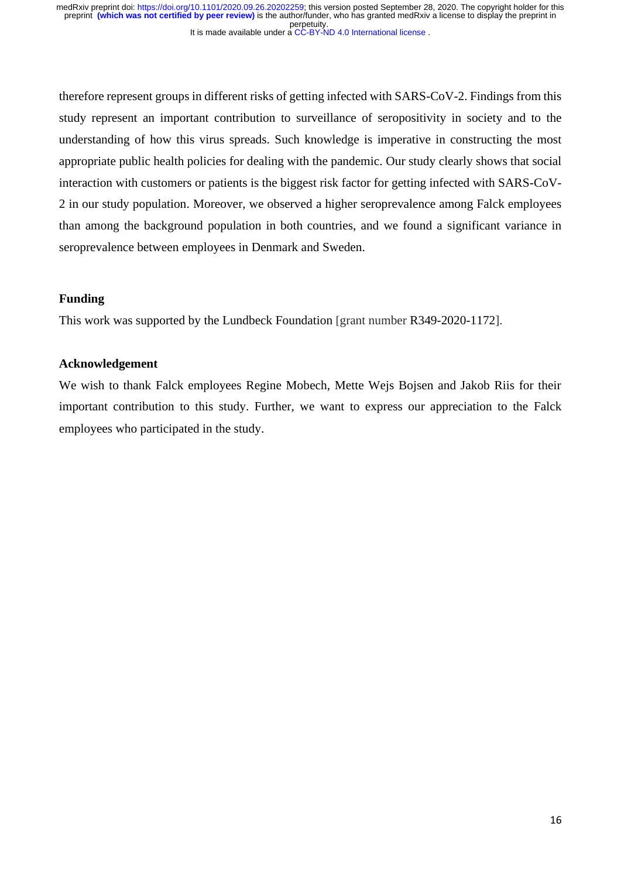therefore represent groups in different risks of getting infected with SARS-CoV-2. Findings from this study represent an important contribution to surveillance of seropositivity in society and to the understanding of how this virus spreads. Such knowledge is imperative in constructing the most appropriate public health policies for dealing with the pandemic. Our study clearly shows that social interaction with customers or patients is the biggest risk factor for getting infected with SARS-CoV-2 in our study population. Moreover, we observed a higher seroprevalence among Falck employees than among the background population in both countries, and we found a significant variance in seroprevalence between employees in Denmark and Sweden.

### Funding

This work was supported by the Lundbeck Foundation [grant number R349-2020-1172].

### Acknowledgement

We wish to thank Falck employees Regine Mobech, Mette Wejs Bojsen and Jakob Riis for their important contribution to this study. Further, we want to express our appreciation to the Falck employees who participated in the study.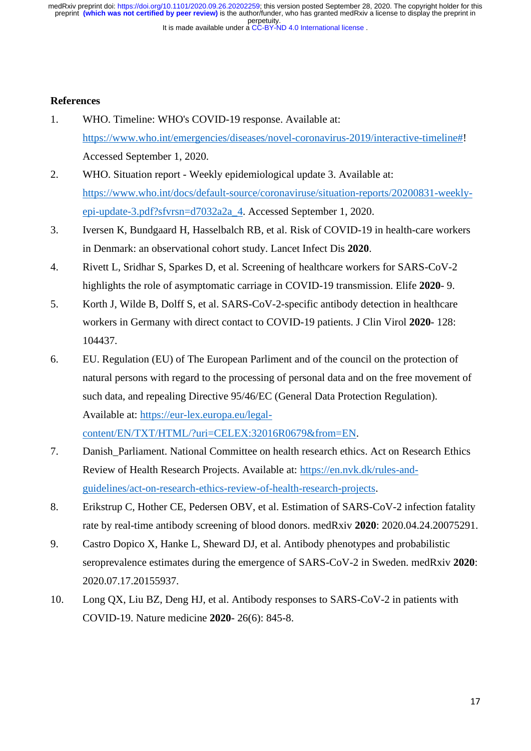## References

1. WHO. Timeline: WHO's COVID-19 response. Available at: https://www.who.int/emergencies/diseases/novel-coronavirus-2019/interactive-timeline#! Accessed September 1, 2020.
2. WHO. Situation report - Weekly epidemiological update 3. Available at: https://www.who.int/docs/default-source/coronaviruse/situation-reports/20200831-weekly-epi-update-3.pdf?sfvrsn=d7032a2a_4. Accessed September 1, 2020.
3. Iversen K, Bundgaard H, Hasselbalch RB, et al. Risk of COVID-19 in health-care workers in Denmark: an observational cohort study. Lancet Infect Dis **2020**.
4. Rivett L, Sridhar S, Sparkes D, et al. Screening of healthcare workers for SARS-CoV-2 highlights the role of asymptomatic carriage in COVID-19 transmission. Elife **2020**- 9.
5. Korth J, Wilde B, Dolff S, et al. SARS-CoV-2-specific antibody detection in healthcare workers in Germany with direct contact to COVID-19 patients. J Clin Virol **2020**- 128: 104437.
6. EU. Regulation (EU) of The European Parliment and of the council on the protection of natural persons with regard to the processing of personal data and on the free movement of such data, and repealing Directive 95/46/EC (General Data Protection Regulation). Available at: https://eur-lex.europa.eu/legal-content/EN/TXT/HTML/?uri=CELEX:32016R0679&from=EN.
7. Danish_Parliament. National Committee on health research ethics. Act on Research Ethics Review of Health Research Projects. Available at: https://en.nvk.dk/rules-and-guidelines/act-on-research-ethics-review-of-health-research-projects.
8. Erikstrup C, Hother CE, Pedersen OBV, et al. Estimation of SARS-CoV-2 infection fatality rate by real-time antibody screening of blood donors. medRxiv **2020**: 2020.04.24.20075291.
9. Castro Dopico X, Hanke L, Sheward DJ, et al. Antibody phenotypes and probabilistic seroprevalence estimates during the emergence of SARS-CoV-2 in Sweden. medRxiv **2020**: 2020.07.17.20155937.
10. Long QX, Liu BZ, Deng HJ, et al. Antibody responses to SARS-CoV-2 in patients with COVID-19. Nature medicine **2020**- 26(6): 845-8.